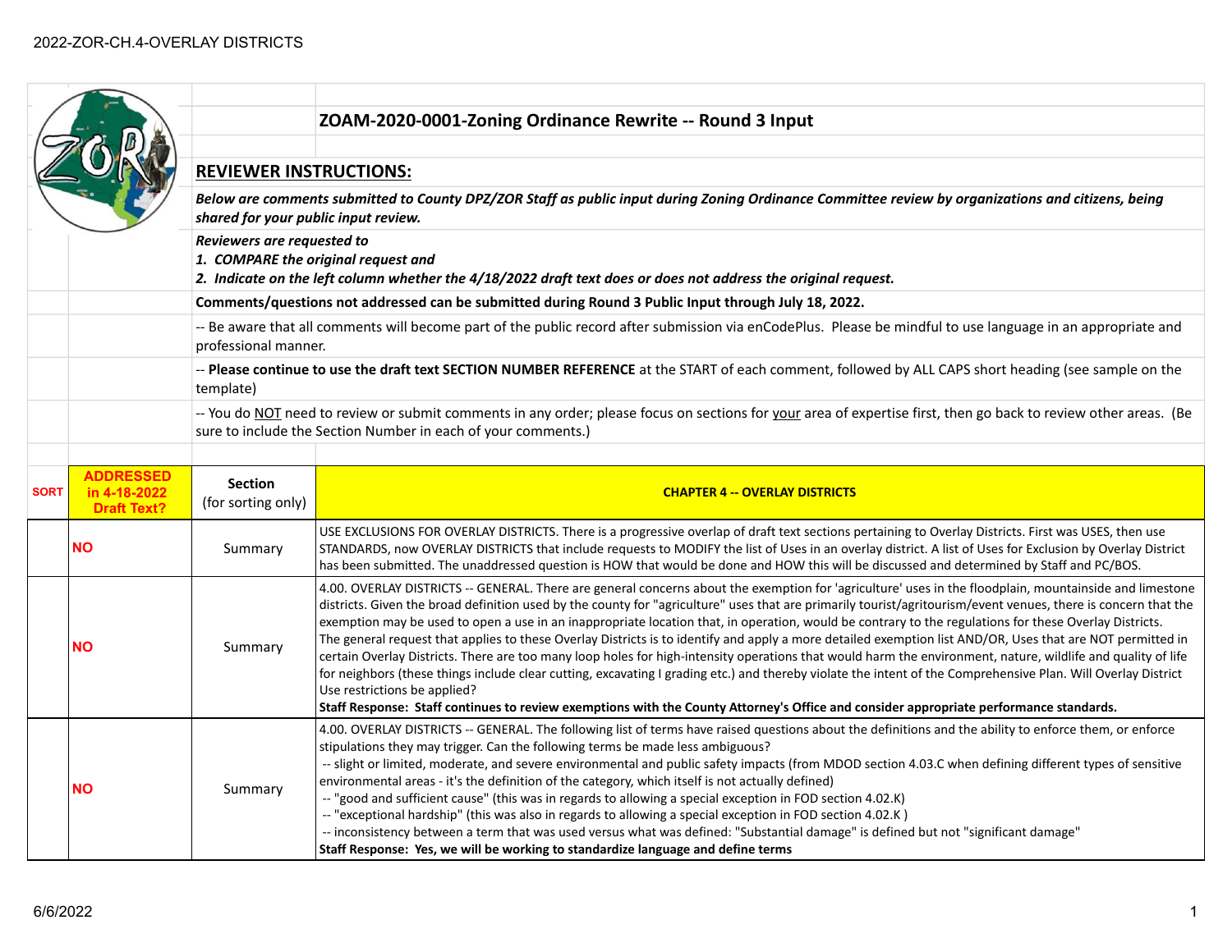## ZOAM-2020-0001-Zoning Ordinance Rewrite -- Round 3 Input

### REVIEWER INSTRUCTIONS:

***Below are comments submitted to County DPZ/ZOR Staff as public input during Zoning Ordinance Committee review by organizations and citizens, being shared for your public input review.***

***Reviewers are requested to***
***1. COMPARE the original request and***
***2. Indicate on the left column whether the 4/18/2022 draft text does or does not address the original request.***

**Comments/questions not addressed can be submitted during Round 3 Public Input through July 18, 2022.**

-- Be aware that all comments will become part of the public record after submission via enCodePlus. Please be mindful to use language in an appropriate and professional manner.

-- **Please continue to use the draft text SECTION NUMBER REFERENCE** at the START of each comment, followed by ALL CAPS short heading (see sample on the template)

-- You do NOT need to review or submit comments in any order; please focus on sections for your area of expertise first, then go back to review other areas. (Be sure to include the Section Number in each of your comments.)

| SORT | ADDRESSED in 4-18-2022 Draft Text? | Section (for sorting only) | CHAPTER 4 -- OVERLAY DISTRICTS |
|---|---|---|---|
| | NO | Summary | USE EXCLUSIONS FOR OVERLAY DISTRICTS. There is a progressive overlap of draft text sections pertaining to Overlay Districts. First was USES, then use STANDARDS, now OVERLAY DISTRICTS that include requests to MODIFY the list of Uses in an overlay district. A list of Uses for Exclusion by Overlay District has been submitted. The unaddressed question is HOW that would be done and HOW this will be discussed and determined by Staff and PC/BOS. |
| | NO | Summary | 4.00. OVERLAY DISTRICTS -- GENERAL. There are general concerns about the exemption for 'agriculture' uses in the floodplain, mountainside and limestone districts. Given the broad definition used by the county for "agriculture" uses that are primarily tourist/agritourism/event venues, there is concern that the exemption may be used to open a use in an inappropriate location that, in operation, would be contrary to the regulations for these Overlay Districts. The general request that applies to these Overlay Districts is to identify and apply a more detailed exemption list AND/OR, Uses that are NOT permitted in certain Overlay Districts. There are too many loop holes for high-intensity operations that would harm the environment, nature, wildlife and quality of life for neighbors (these things include clear cutting, excavating I grading etc.) and thereby violate the intent of the Comprehensive Plan. Will Overlay District Use restrictions be applied?<br>**Staff Response: Staff continues to review exemptions with the County Attorney's Office and consider appropriate performance standards.** |
| | NO | Summary | 4.00. OVERLAY DISTRICTS -- GENERAL. The following list of terms have raised questions about the definitions and the ability to enforce them, or enforce stipulations they may trigger. Can the following terms be made less ambiguous?<br>-- slight or limited, moderate, and severe environmental and public safety impacts (from MDOD section 4.03.C when defining different types of sensitive environmental areas - it's the definition of the category, which itself is not actually defined)<br>-- "good and sufficient cause" (this was in regards to allowing a special exception in FOD section 4.02.K)<br>-- "exceptional hardship" (this was also in regards to allowing a special exception in FOD section 4.02.K )<br>-- inconsistency between a term that was used versus what was defined: "Substantial damage" is defined but not "significant damage"<br>**Staff Response: Yes, we will be working to standardize language and define terms** |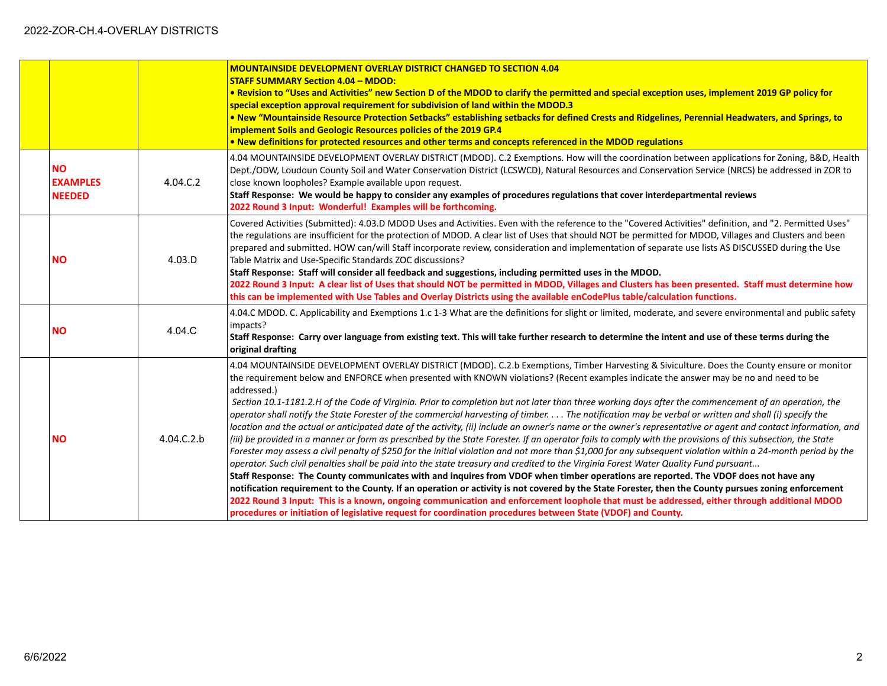| | | | |
|---|---|---|---|
| | | | **MOUNTAINSIDE DEVELOPMENT OVERLAY DISTRICT CHANGED TO SECTION 4.04**<br>**STAFF SUMMARY Section 4.04 – MDOD:**<br>**• Revision to "Uses and Activities" new Section D of the MDOD to clarify the permitted and special exception uses, implement 2019 GP policy for special exception approval requirement for subdivision of land within the MDOD.3**<br>**• New "Mountainside Resource Protection Setbacks" establishing setbacks for defined Crests and Ridgelines, Perennial Headwaters, and Springs, to implement Soils and Geologic Resources policies of the 2019 GP.4**<br>**• New definitions for protected resources and other terms and concepts referenced in the MDOD regulations** |
| | **NO EXAMPLES NEEDED** | 4.04.C.2 | 4.04 MOUNTAINSIDE DEVELOPMENT OVERLAY DISTRICT (MDOD). C.2 Exemptions. How will the coordination between applications for Zoning, B&D, Health Dept./ODW, Loudoun County Soil and Water Conservation District (LCSWCD), Natural Resources and Conservation Service (NRCS) be addressed in ZOR to close known loopholes? Example available upon request.<br>**Staff Response: We would be happy to consider any examples of procedures regulations that cover interdepartmental reviews**<br>**2022 Round 3 Input: Wonderful! Examples will be forthcoming.** |
| | **NO** | 4.03.D | Covered Activities (Submitted): 4.03.D MDOD Uses and Activities. Even with the reference to the "Covered Activities" definition, and "2. Permitted Uses" the regulations are insufficient for the protection of MDOD. A clear list of Uses that should NOT be permitted for MDOD, Villages and Clusters and been prepared and submitted. HOW can/will Staff incorporate review, consideration and implementation of separate use lists AS DISCUSSED during the Use Table Matrix and Use-Specific Standards ZOC discussions?<br>**Staff Response: Staff will consider all feedback and suggestions, including permitted uses in the MDOD.**<br>**2022 Round 3 Input: A clear list of Uses that should NOT be permitted in MDOD, Villages and Clusters has been presented. Staff must determine how this can be implemented with Use Tables and Overlay Districts using the available enCodePlus table/calculation functions.** |
| | **NO** | 4.04.C | 4.04.C MDOD. C. Applicability and Exemptions 1.c 1-3 What are the definitions for slight or limited, moderate, and severe environmental and public safety impacts?<br>**Staff Response: Carry over language from existing text. This will take further research to determine the intent and use of these terms during the original drafting** |
| | **NO** | 4.04.C.2.b | 4.04 MOUNTAINSIDE DEVELOPMENT OVERLAY DISTRICT (MDOD). C.2.b Exemptions, Timber Harvesting & Siviculture. Does the County ensure or monitor the requirement below and ENFORCE when presented with KNOWN violations? (Recent examples indicate the answer may be no and need to be addressed.)<br>*Section 10.1-1181.2.H of the Code of Virginia. Prior to completion but not later than three working days after the commencement of an operation, the operator shall notify the State Forester of the commercial harvesting of timber. . . . The notification may be verbal or written and shall (i) specify the location and the actual or anticipated date of the activity, (ii) include an owner's name or the owner's representative or agent and contact information, and (iii) be provided in a manner or form as prescribed by the State Forester. If an operator fails to comply with the provisions of this subsection, the State Forester may assess a civil penalty of $250 for the initial violation and not more than $1,000 for any subsequent violation within a 24-month period by the operator. Such civil penalties shall be paid into the state treasury and credited to the Virginia Forest Water Quality Fund pursuant...*<br>**Staff Response: The County communicates with and inquires from VDOF when timber operations are reported. The VDOF does not have any notification requirement to the County. If an operation or activity is not covered by the State Forester, then the County pursues zoning enforcement**<br>**2022 Round 3 Input: This is a known, ongoing communication and enforcement loophole that must be addressed, either through additional MDOD procedures or initiation of legislative request for coordination procedures between State (VDOF) and County.** |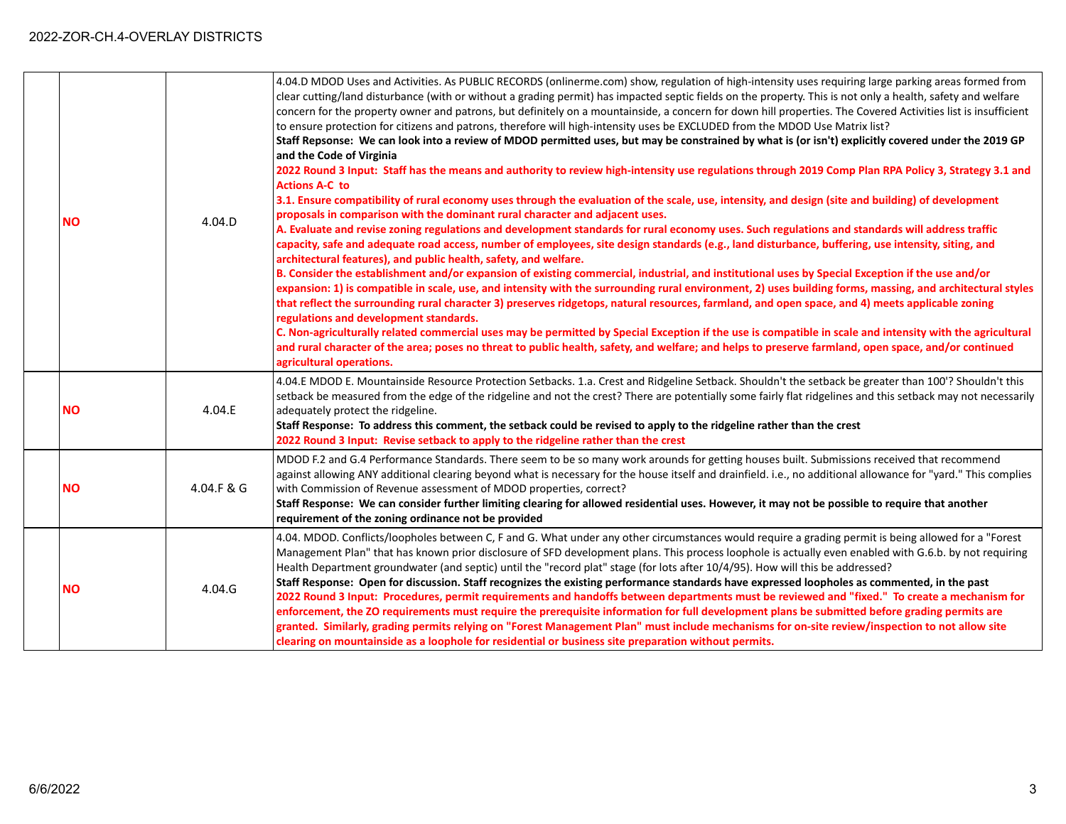| | | | |
|---|---|---|---|
| | **NO** | 4.04.D | 4.04.D MDOD Uses and Activities. As PUBLIC RECORDS (onlinerme.com) show, regulation of high-intensity uses requiring large parking areas formed from clear cutting/land disturbance (with or without a grading permit) has impacted septic fields on the property. This is not only a health, safety and welfare concern for the property owner and patrons, but definitely on a mountainside, a concern for down hill properties. The Covered Activities list is insufficient to ensure protection for citizens and patrons, therefore will high-intensity uses be EXCLUDED from the MDOD Use Matrix list?<br>**Staff Repsonse: We can look into a review of MDOD permitted uses, but may be constrained by what is (or isn't) explicitly covered under the 2019 GP and the Code of Virginia**<br>**2022 Round 3 Input: Staff has the means and authority to review high-intensity use regulations through 2019 Comp Plan RPA Policy 3, Strategy 3.1 and Actions A-C to**<br>**3.1. Ensure compatibility of rural economy uses through the evaluation of the scale, use, intensity, and design (site and building) of development proposals in comparison with the dominant rural character and adjacent uses.**<br>**A. Evaluate and revise zoning regulations and development standards for rural economy uses. Such regulations and standards will address traffic capacity, safe and adequate road access, number of employees, site design standards (e.g., land disturbance, buffering, use intensity, siting, and architectural features), and public health, safety, and welfare.**<br>**B. Consider the establishment and/or expansion of existing commercial, industrial, and institutional uses by Special Exception if the use and/or expansion: 1) is compatible in scale, use, and intensity with the surrounding rural environment, 2) uses building forms, massing, and architectural styles that reflect the surrounding rural character 3) preserves ridgetops, natural resources, farmland, and open space, and 4) meets applicable zoning regulations and development standards.**<br>**C. Non-agriculturally related commercial uses may be permitted by Special Exception if the use is compatible in scale and intensity with the agricultural and rural character of the area; poses no threat to public health, safety, and welfare; and helps to preserve farmland, open space, and/or continued agricultural operations.** |
| | **NO** | 4.04.E | 4.04.E MDOD E. Mountainside Resource Protection Setbacks. 1.a. Crest and Ridgeline Setback. Shouldn't the setback be greater than 100'? Shouldn't this setback be measured from the edge of the ridgeline and not the crest? There are potentially some fairly flat ridgelines and this setback may not necessarily adequately protect the ridgeline.<br>**Staff Response: To address this comment, the setback could be revised to apply to the ridgeline rather than the crest**<br>**2022 Round 3 Input: Revise setback to apply to the ridgeline rather than the crest** |
| | **NO** | 4.04.F & G | MDOD F.2 and G.4 Performance Standards. There seem to be so many work arounds for getting houses built. Submissions received that recommend against allowing ANY additional clearing beyond what is necessary for the house itself and drainfield. i.e., no additional allowance for "yard." This complies with Commission of Revenue assessment of MDOD properties, correct?<br>**Staff Response: We can consider further limiting clearing for allowed residential uses. However, it may not be possible to require that another requirement of the zoning ordinance not be provided** |
| | **NO** | 4.04.G | 4.04. MDOD. Conflicts/loopholes between C, F and G. What under any other circumstances would require a grading permit is being allowed for a "Forest Management Plan" that has known prior disclosure of SFD development plans. This process loophole is actually even enabled with G.6.b. by not requiring Health Department groundwater (and septic) until the "record plat" stage (for lots after 10/4/95). How will this be addressed?<br>**Staff Response: Open for discussion. Staff recognizes the existing performance standards have expressed loopholes as commented, in the past**<br>**2022 Round 3 Input: Procedures, permit requirements and handoffs between departments must be reviewed and "fixed." To create a mechanism for enforcement, the ZO requirements must require the prerequisite information for full development plans be submitted before grading permits are granted. Similarly, grading permits relying on "Forest Management Plan" must include mechanisms for on-site review/inspection to not allow site clearing on mountainside as a loophole for residential or business site preparation without permits.** |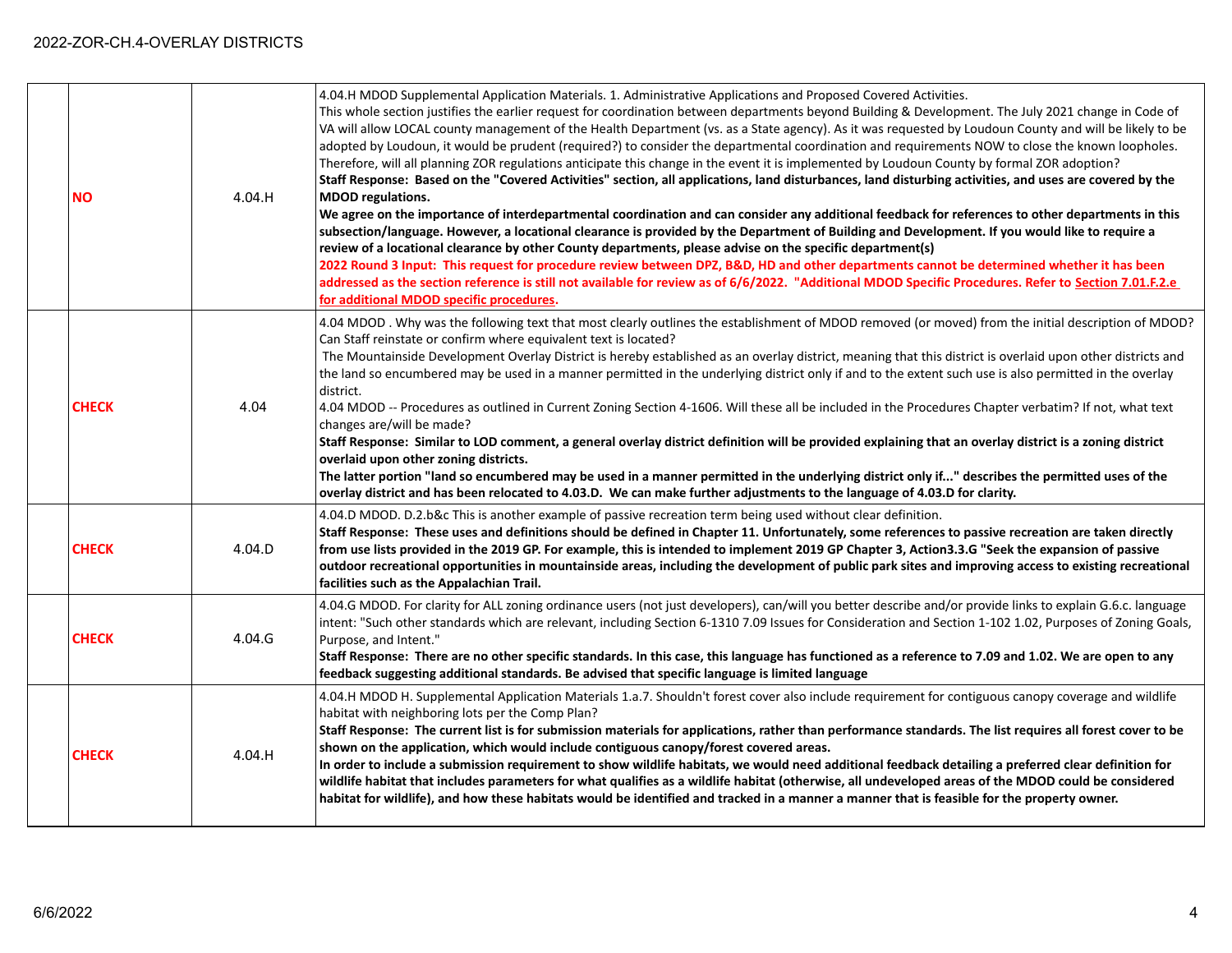| | | | |
|---|---|---|---|
| | **NO** | 4.04.H | 4.04.H MDOD Supplemental Application Materials. 1. Administrative Applications and Proposed Covered Activities.<br>This whole section justifies the earlier request for coordination between departments beyond Building & Development. The July 2021 change in Code of VA will allow LOCAL county management of the Health Department (vs. as a State agency). As it was requested by Loudoun County and will be likely to be adopted by Loudoun, it would be prudent (required?) to consider the departmental coordination and requirements NOW to close the known loopholes. Therefore, will all planning ZOR regulations anticipate this change in the event it is implemented by Loudoun County by formal ZOR adoption?<br>**Staff Response: Based on the "Covered Activities" section, all applications, land disturbances, land disturbing activities, and uses are covered by the MDOD regulations.**<br>**We agree on the importance of interdepartmental coordination and can consider any additional feedback for references to other departments in this subsection/language. However, a locational clearance is provided by the Department of Building and Development. If you would like to require a review of a locational clearance by other County departments, please advise on the specific department(s)**<br>**2022 Round 3 Input: This request for procedure review between DPZ, B&D, HD and other departments cannot be determined whether it has been addressed as the section reference is still not available for review as of 6/6/2022. "Additional MDOD Specific Procedures. Refer to Section 7.01.F.2.e for additional MDOD specific procedures.** |
| | **CHECK** | 4.04 | 4.04 MDOD . Why was the following text that most clearly outlines the establishment of MDOD removed (or moved) from the initial description of MDOD? Can Staff reinstate or confirm where equivalent text is located?<br>The Mountainside Development Overlay District is hereby established as an overlay district, meaning that this district is overlaid upon other districts and the land so encumbered may be used in a manner permitted in the underlying district only if and to the extent such use is also permitted in the overlay district.<br>4.04 MDOD -- Procedures as outlined in Current Zoning Section 4-1606. Will these all be included in the Procedures Chapter verbatim? If not, what text changes are/will be made?<br>**Staff Response: Similar to LOD comment, a general overlay district definition will be provided explaining that an overlay district is a zoning district overlaid upon other zoning districts.**<br>**The latter portion "land so encumbered may be used in a manner permitted in the underlying district only if..." describes the permitted uses of the overlay district and has been relocated to 4.03.D. We can make further adjustments to the language of 4.03.D for clarity.** |
| | **CHECK** | 4.04.D | 4.04.D MDOD. D.2.b&c This is another example of passive recreation term being used without clear definition.<br>**Staff Response: These uses and definitions should be defined in Chapter 11. Unfortunately, some references to passive recreation are taken directly from use lists provided in the 2019 GP. For example, this is intended to implement 2019 GP Chapter 3, Action3.3.G "Seek the expansion of passive outdoor recreational opportunities in mountainside areas, including the development of public park sites and improving access to existing recreational facilities such as the Appalachian Trail.** |
| | **CHECK** | 4.04.G | 4.04.G MDOD. For clarity for ALL zoning ordinance users (not just developers), can/will you better describe and/or provide links to explain G.6.c. language intent: "Such other standards which are relevant, including Section 6-1310 7.09 Issues for Consideration and Section 1-102 1.02, Purposes of Zoning Goals, Purpose, and Intent."<br>**Staff Response: There are no other specific standards. In this case, this language has functioned as a reference to 7.09 and 1.02. We are open to any feedback suggesting additional standards. Be advised that specific language is limited language** |
| | **CHECK** | 4.04.H | 4.04.H MDOD H. Supplemental Application Materials 1.a.7. Shouldn't forest cover also include requirement for contiguous canopy coverage and wildlife habitat with neighboring lots per the Comp Plan?<br>**Staff Response: The current list is for submission materials for applications, rather than performance standards. The list requires all forest cover to be shown on the application, which would include contiguous canopy/forest covered areas.**<br>**In order to include a submission requirement to show wildlife habitats, we would need additional feedback detailing a preferred clear definition for wildlife habitat that includes parameters for what qualifies as a wildlife habitat (otherwise, all undeveloped areas of the MDOD could be considered habitat for wildlife), and how these habitats would be identified and tracked in a manner a manner that is feasible for the property owner.** |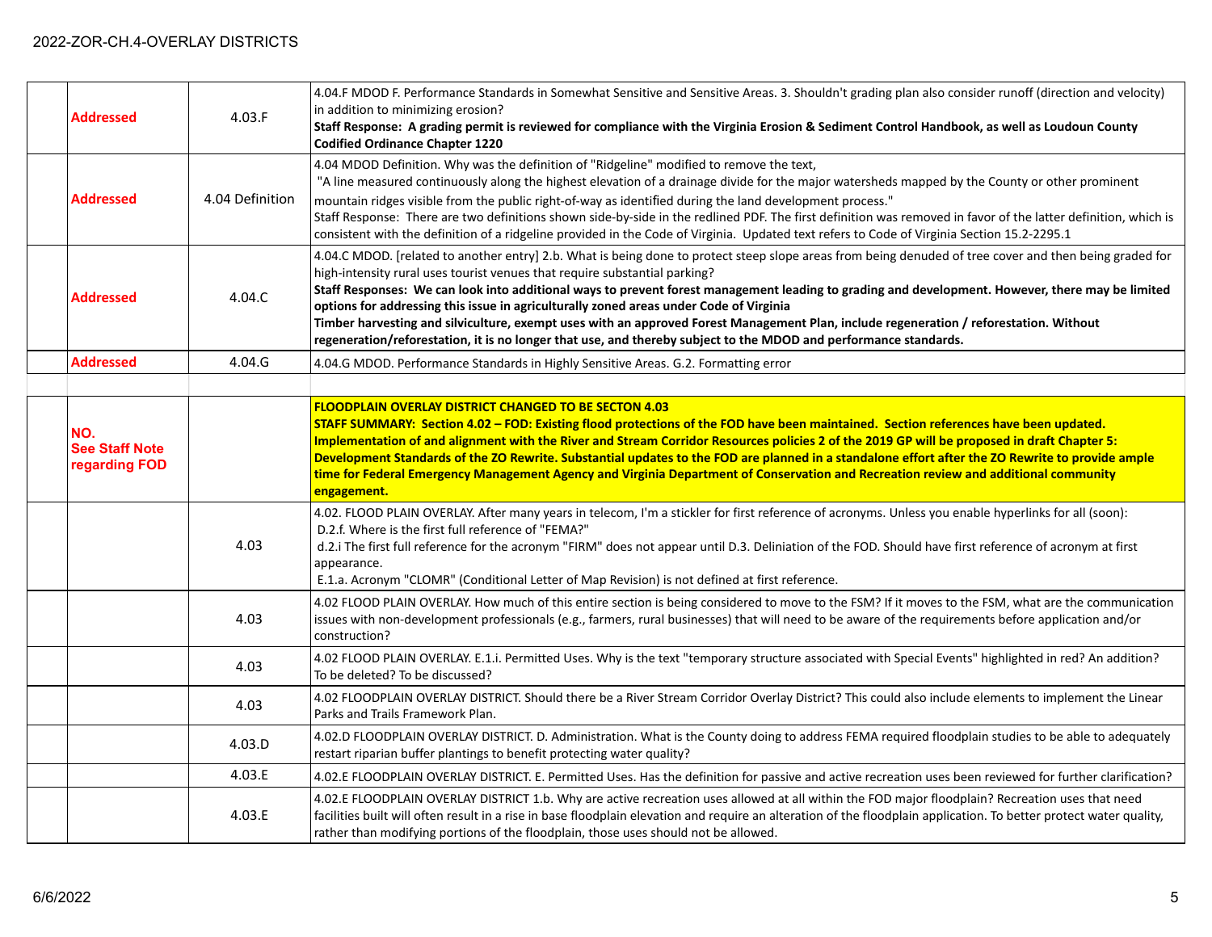| | | | |
|---|---|---|---|
| | **Addressed** | 4.03.F | 4.04.F MDOD F. Performance Standards in Somewhat Sensitive and Sensitive Areas. 3. Shouldn't grading plan also consider runoff (direction and velocity) in addition to minimizing erosion?<br>**Staff Response: A grading permit is reviewed for compliance with the Virginia Erosion & Sediment Control Handbook, as well as Loudoun County Codified Ordinance Chapter 1220** |
| | **Addressed** | 4.04 Definition | 4.04 MDOD Definition. Why was the definition of "Ridgeline" modified to remove the text,<br>"A line measured continuously along the highest elevation of a drainage divide for the major watersheds mapped by the County or other prominent mountain ridges visible from the public right-of-way as identified during the land development process."<br>Staff Response: There are two definitions shown side-by-side in the redlined PDF. The first definition was removed in favor of the latter definition, which is consistent with the definition of a ridgeline provided in the Code of Virginia. Updated text refers to Code of Virginia Section 15.2-2295.1 |
| | **Addressed** | 4.04.C | 4.04.C MDOD. [related to another entry] 2.b. What is being done to protect steep slope areas from being denuded of tree cover and then being graded for high-intensity rural uses tourist venues that require substantial parking?<br>**Staff Responses: We can look into additional ways to prevent forest management leading to grading and development. However, there may be limited options for addressing this issue in agriculturally zoned areas under Code of Virginia**<br>**Timber harvesting and silviculture, exempt uses with an approved Forest Management Plan, include regeneration / reforestation. Without regeneration/reforestation, it is no longer that use, and thereby subject to the MDOD and performance standards.** |
| | **Addressed** | 4.04.G | 4.04.G MDOD. Performance Standards in Highly Sensitive Areas. G.2. Formatting error |
| | | | |
| | **NO. See Staff Note regarding FOD** | | **FLOODPLAIN OVERLAY DISTRICT CHANGED TO BE SECTON 4.03**<br>**STAFF SUMMARY: Section 4.02 – FOD: Existing flood protections of the FOD have been maintained. Section references have been updated. Implementation of and alignment with the River and Stream Corridor Resources policies 2 of the 2019 GP will be proposed in draft Chapter 5: Development Standards of the ZO Rewrite. Substantial updates to the FOD are planned in a standalone effort after the ZO Rewrite to provide ample time for Federal Emergency Management Agency and Virginia Department of Conservation and Recreation review and additional community engagement.** |
| | | 4.03 | 4.02. FLOOD PLAIN OVERLAY. After many years in telecom, I'm a stickler for first reference of acronyms. Unless you enable hyperlinks for all (soon):<br>D.2.f. Where is the first full reference of "FEMA?"<br>d.2.i The first full reference for the acronym "FIRM" does not appear until D.3. Deliniation of the FOD. Should have first reference of acronym at first appearance.<br>E.1.a. Acronym "CLOMR" (Conditional Letter of Map Revision) is not defined at first reference. |
| | | 4.03 | 4.02 FLOOD PLAIN OVERLAY. How much of this entire section is being considered to move to the FSM? If it moves to the FSM, what are the communication issues with non-development professionals (e.g., farmers, rural businesses) that will need to be aware of the requirements before application and/or construction? |
| | | 4.03 | 4.02 FLOOD PLAIN OVERLAY. E.1.i. Permitted Uses. Why is the text "temporary structure associated with Special Events" highlighted in red? An addition? To be deleted? To be discussed? |
| | | 4.03 | 4.02 FLOODPLAIN OVERLAY DISTRICT. Should there be a River Stream Corridor Overlay District? This could also include elements to implement the Linear Parks and Trails Framework Plan. |
| | | 4.03.D | 4.02.D FLOODPLAIN OVERLAY DISTRICT. D. Administration. What is the County doing to address FEMA required floodplain studies to be able to adequately restart riparian buffer plantings to benefit protecting water quality? |
| | | 4.03.E | 4.02.E FLOODPLAIN OVERLAY DISTRICT. E. Permitted Uses. Has the definition for passive and active recreation uses been reviewed for further clarification? |
| | | 4.03.E | 4.02.E FLOODPLAIN OVERLAY DISTRICT 1.b. Why are active recreation uses allowed at all within the FOD major floodplain? Recreation uses that need facilities built will often result in a rise in base floodplain elevation and require an alteration of the floodplain application. To better protect water quality, rather than modifying portions of the floodplain, those uses should not be allowed. |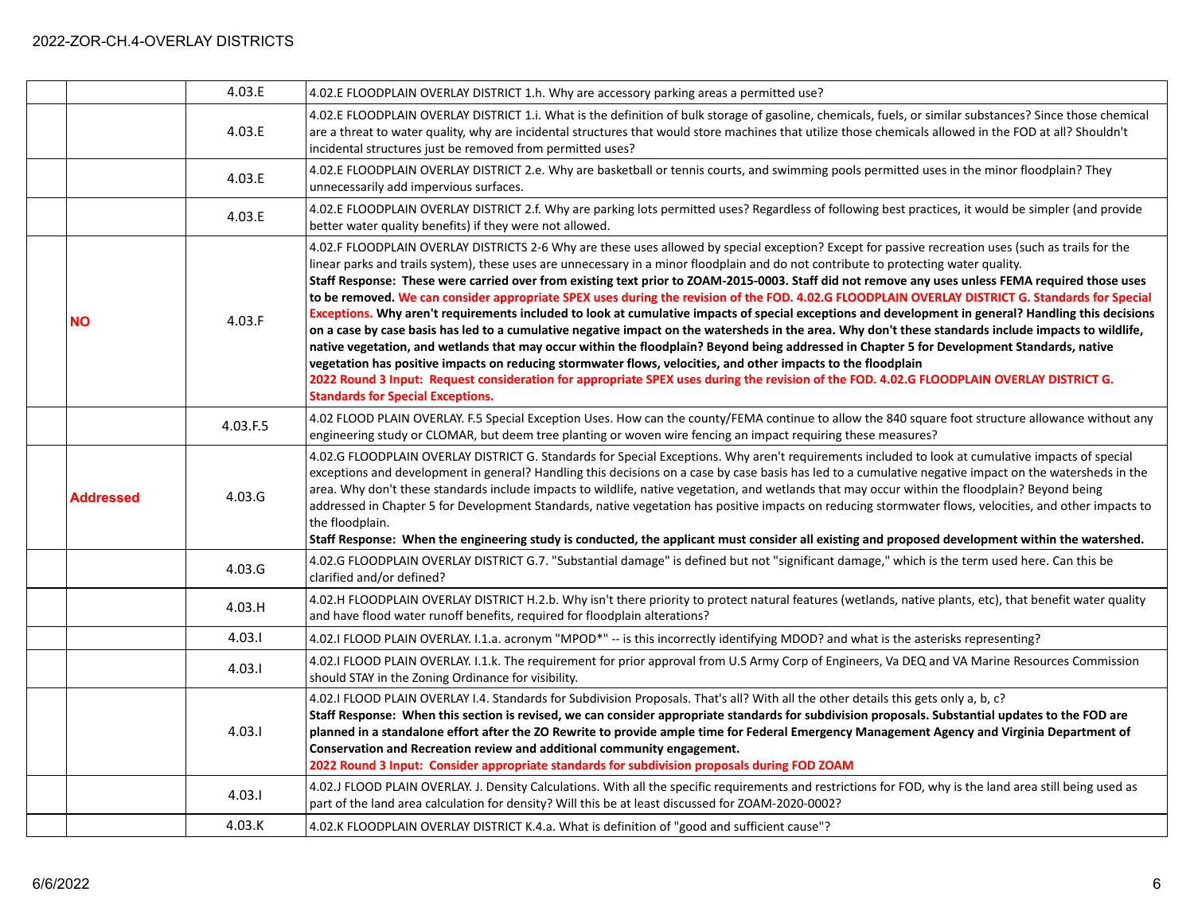| | | | |
|---|---|---|---|
| | | 4.03.E | 4.02.E FLOODPLAIN OVERLAY DISTRICT 1.h. Why are accessory parking areas a permitted use? |
| | | 4.03.E | 4.02.E FLOODPLAIN OVERLAY DISTRICT 1.i. What is the definition of bulk storage of gasoline, chemicals, fuels, or similar substances? Since those chemical are a threat to water quality, why are incidental structures that would store machines that utilize those chemicals allowed in the FOD at all? Shouldn't incidental structures just be removed from permitted uses? |
| | | 4.03.E | 4.02.E FLOODPLAIN OVERLAY DISTRICT 2.e. Why are basketball or tennis courts, and swimming pools permitted uses in the minor floodplain? They unnecessarily add impervious surfaces. |
| | | 4.03.E | 4.02.E FLOODPLAIN OVERLAY DISTRICT 2.f. Why are parking lots permitted uses? Regardless of following best practices, it would be simpler (and provide better water quality benefits) if they were not allowed. |
| | **NO** | 4.03.F | 4.02.F FLOODPLAIN OVERLAY DISTRICTS 2-6 Why are these uses allowed by special exception? Except for passive recreation uses (such as trails for the linear parks and trails system), these uses are unnecessary in a minor floodplain and do not contribute to protecting water quality. **Staff Response: These were carried over from existing text prior to ZOAM-2015-0003. Staff did not remove any uses unless FEMA required those uses to be removed. We can consider appropriate SPEX uses during the revision of the FOD. 4.02.G FLOODPLAIN OVERLAY DISTRICT G. Standards for Special Exceptions. Why aren't requirements included to look at cumulative impacts of special exceptions and development in general? Handling this decisions on a case by case basis has led to a cumulative negative impact on the watersheds in the area. Why don't these standards include impacts to wildlife, native vegetation, and wetlands that may occur within the floodplain? Beyond being addressed in Chapter 5 for Development Standards, native vegetation has positive impacts on reducing stormwater flows, velocities, and other impacts to the floodplain** **2022 Round 3 Input: Request consideration for appropriate SPEX uses during the revision of the FOD. 4.02.G FLOODPLAIN OVERLAY DISTRICT G. Standards for Special Exceptions.** |
| | | 4.03.F.5 | 4.02 FLOOD PLAIN OVERLAY. F.5 Special Exception Uses. How can the county/FEMA continue to allow the 840 square foot structure allowance without any engineering study or CLOMAR, but deem tree planting or woven wire fencing an impact requiring these measures? |
| | **Addressed** | 4.03.G | 4.02.G FLOODPLAIN OVERLAY DISTRICT G. Standards for Special Exceptions. Why aren't requirements included to look at cumulative impacts of special exceptions and development in general? Handling this decisions on a case by case basis has led to a cumulative negative impact on the watersheds in the area. Why don't these standards include impacts to wildlife, native vegetation, and wetlands that may occur within the floodplain? Beyond being addressed in Chapter 5 for Development Standards, native vegetation has positive impacts on reducing stormwater flows, velocities, and other impacts to the floodplain. **Staff Response: When the engineering study is conducted, the applicant must consider all existing and proposed development within the watershed.** |
| | | 4.03.G | 4.02.G FLOODPLAIN OVERLAY DISTRICT G.7. "Substantial damage" is defined but not "significant damage," which is the term used here. Can this be clarified and/or defined? |
| | | 4.03.H | 4.02.H FLOODPLAIN OVERLAY DISTRICT H.2.b. Why isn't there priority to protect natural features (wetlands, native plants, etc), that benefit water quality and have flood water runoff benefits, required for floodplain alterations? |
| | | 4.03.I | 4.02.I FLOOD PLAIN OVERLAY. I.1.a. acronym "MPOD*" -- is this incorrectly identifying MDOD? and what is the asterisks representing? |
| | | 4.03.I | 4.02.I FLOOD PLAIN OVERLAY. I.1.k. The requirement for prior approval from U.S Army Corp of Engineers, Va DEQ and VA Marine Resources Commission should STAY in the Zoning Ordinance for visibility. |
| | | 4.03.I | 4.02.I FLOOD PLAIN OVERLAY I.4. Standards for Subdivision Proposals. That's all? With all the other details this gets only a, b, c? **Staff Response: When this section is revised, we can consider appropriate standards for subdivision proposals. Substantial updates to the FOD are planned in a standalone effort after the ZO Rewrite to provide ample time for Federal Emergency Management Agency and Virginia Department of Conservation and Recreation review and additional community engagement.** **2022 Round 3 Input: Consider appropriate standards for subdivision proposals during FOD ZOAM** |
| | | 4.03.I | 4.02.J FLOOD PLAIN OVERLAY. J. Density Calculations. With all the specific requirements and restrictions for FOD, why is the land area still being used as part of the land area calculation for density? Will this be at least discussed for ZOAM-2020-0002? |
| | | 4.03.K | 4.02.K FLOODPLAIN OVERLAY DISTRICT K.4.a. What is definition of "good and sufficient cause"? |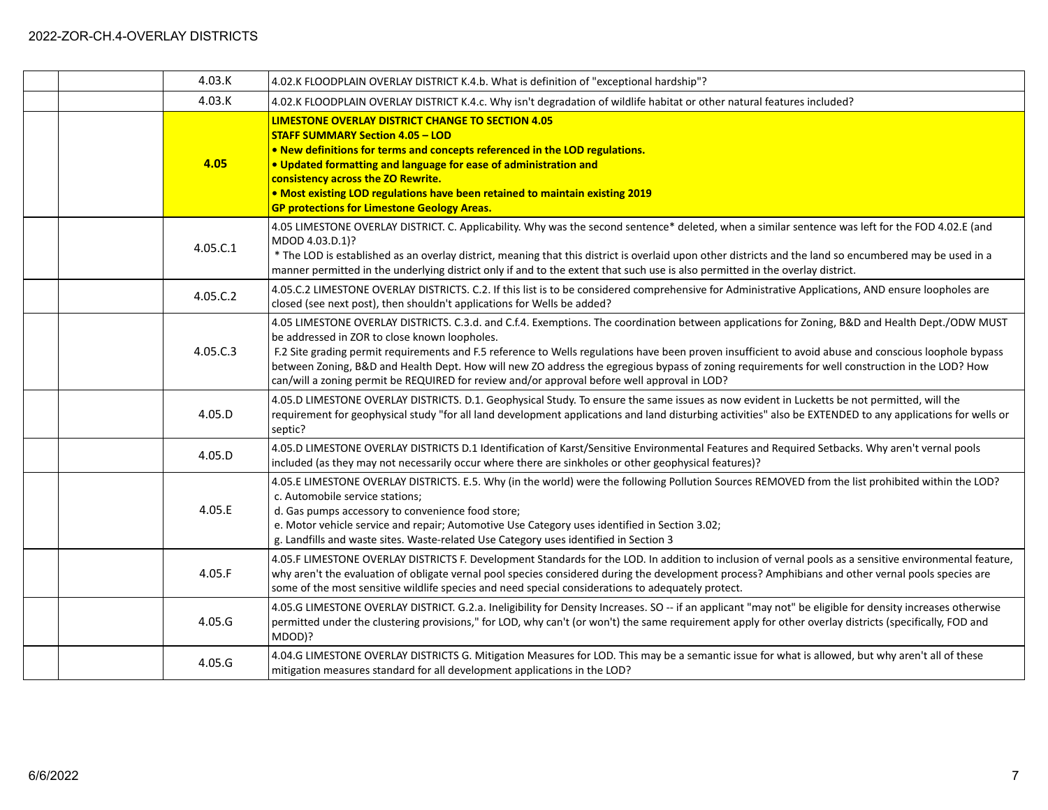| | | | |
|---|---|---|---|
| | | 4.03.K | 4.02.K FLOODPLAIN OVERLAY DISTRICT K.4.b. What is definition of "exceptional hardship"? |
| | | 4.03.K | 4.02.K FLOODPLAIN OVERLAY DISTRICT K.4.c. Why isn't degradation of wildlife habitat or other natural features included? |
| | | **4.05** | **LIMESTONE OVERLAY DISTRICT CHANGE TO SECTION 4.05**<br>**STAFF SUMMARY Section 4.05 – LOD**<br>**• New definitions for terms and concepts referenced in the LOD regulations.**<br>**• Updated formatting and language for ease of administration and consistency across the ZO Rewrite.**<br>**• Most existing LOD regulations have been retained to maintain existing 2019 GP protections for Limestone Geology Areas.** |
| | | 4.05.C.1 | 4.05 LIMESTONE OVERLAY DISTRICT. C. Applicability. Why was the second sentence* deleted, when a similar sentence was left for the FOD 4.02.E (and MDOD 4.03.D.1)?<br>* The LOD is established as an overlay district, meaning that this district is overlaid upon other districts and the land so encumbered may be used in a manner permitted in the underlying district only if and to the extent that such use is also permitted in the overlay district. |
| | | 4.05.C.2 | 4.05.C.2 LIMESTONE OVERLAY DISTRICTS. C.2. If this list is to be considered comprehensive for Administrative Applications, AND ensure loopholes are closed (see next post), then shouldn't applications for Wells be added? |
| | | 4.05.C.3 | 4.05 LIMESTONE OVERLAY DISTRICTS. C.3.d. and C.f.4. Exemptions. The coordination between applications for Zoning, B&D and Health Dept./ODW MUST be addressed in ZOR to close known loopholes.<br>F.2 Site grading permit requirements and F.5 reference to Wells regulations have been proven insufficient to avoid abuse and conscious loophole bypass between Zoning, B&D and Health Dept. How will new ZO address the egregious bypass of zoning requirements for well construction in the LOD? How can/will a zoning permit be REQUIRED for review and/or approval before well approval in LOD? |
| | | 4.05.D | 4.05.D LIMESTONE OVERLAY DISTRICTS. D.1. Geophysical Study. To ensure the same issues as now evident in Lucketts be not permitted, will the requirement for geophysical study "for all land development applications and land disturbing activities" also be EXTENDED to any applications for wells or septic? |
| | | 4.05.D | 4.05.D LIMESTONE OVERLAY DISTRICTS D.1 Identification of Karst/Sensitive Environmental Features and Required Setbacks. Why aren't vernal pools included (as they may not necessarily occur where there are sinkholes or other geophysical features)? |
| | | 4.05.E | 4.05.E LIMESTONE OVERLAY DISTRICTS. E.5. Why (in the world) were the following Pollution Sources REMOVED from the list prohibited within the LOD?<br>c. Automobile service stations;<br>d. Gas pumps accessory to convenience food store;<br>e. Motor vehicle service and repair; Automotive Use Category uses identified in Section 3.02;<br>g. Landfills and waste sites. Waste-related Use Category uses identified in Section 3 |
| | | 4.05.F | 4.05.F LIMESTONE OVERLAY DISTRICTS F. Development Standards for the LOD. In addition to inclusion of vernal pools as a sensitive environmental feature, why aren't the evaluation of obligate vernal pool species considered during the development process? Amphibians and other vernal pools species are some of the most sensitive wildlife species and need special considerations to adequately protect. |
| | | 4.05.G | 4.05.G LIMESTONE OVERLAY DISTRICT. G.2.a. Ineligibility for Density Increases. SO -- if an applicant "may not" be eligible for density increases otherwise permitted under the clustering provisions," for LOD, why can't (or won't) the same requirement apply for other overlay districts (specifically, FOD and MDOD)? |
| | | 4.05.G | 4.04.G LIMESTONE OVERLAY DISTRICTS G. Mitigation Measures for LOD. This may be a semantic issue for what is allowed, but why aren't all of these mitigation measures standard for all development applications in the LOD? |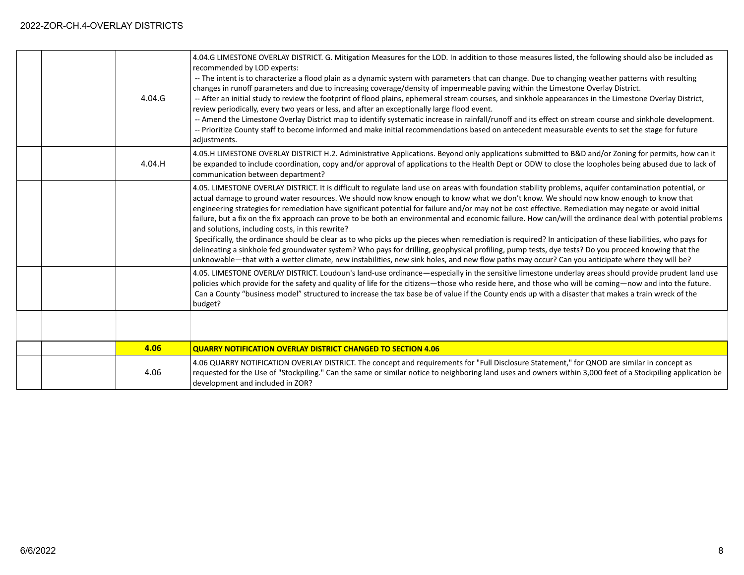| | | | |
|---|---|---|---|
| | | 4.04.G | 4.04.G LIMESTONE OVERLAY DISTRICT. G. Mitigation Measures for the LOD. In addition to those measures listed, the following should also be included as recommended by LOD experts:<br>-- The intent is to characterize a flood plain as a dynamic system with parameters that can change. Due to changing weather patterns with resulting changes in runoff parameters and due to increasing coverage/density of impermeable paving within the Limestone Overlay District.<br>-- After an initial study to review the footprint of flood plains, ephemeral stream courses, and sinkhole appearances in the Limestone Overlay District, review periodically, every two years or less, and after an exceptionally large flood event.<br>-- Amend the Limestone Overlay District map to identify systematic increase in rainfall/runoff and its effect on stream course and sinkhole development.<br>-- Prioritize County staff to become informed and make initial recommendations based on antecedent measurable events to set the stage for future adjustments. |
| | | 4.04.H | 4.05.H LIMESTONE OVERLAY DISTRICT H.2. Administrative Applications. Beyond only applications submitted to B&D and/or Zoning for permits, how can it be expanded to include coordination, copy and/or approval of applications to the Health Dept or ODW to close the loopholes being abused due to lack of communication between department? |
| | | | 4.05. LIMESTONE OVERLAY DISTRICT. It is difficult to regulate land use on areas with foundation stability problems, aquifer contamination potential, or actual damage to ground water resources. We should now know enough to know what we don't know. We should now know enough to know that engineering strategies for remediation have significant potential for failure and/or may not be cost effective. Remediation may negate or avoid initial failure, but a fix on the fix approach can prove to be both an environmental and economic failure. How can/will the ordinance deal with potential problems and solutions, including costs, in this rewrite?<br>Specifically, the ordinance should be clear as to who picks up the pieces when remediation is required? In anticipation of these liabilities, who pays for delineating a sinkhole fed groundwater system? Who pays for drilling, geophysical profiling, pump tests, dye tests? Do you proceed knowing that the unknowable—that with a wetter climate, new instabilities, new sink holes, and new flow paths may occur? Can you anticipate where they will be? |
| | | | 4.05. LIMESTONE OVERLAY DISTRICT. Loudoun's land-use ordinance—especially in the sensitive limestone underlay areas should provide prudent land use policies which provide for the safety and quality of life for the citizens—those who reside here, and those who will be coming—now and into the future.<br>Can a County "business model" structured to increase the tax base be of value if the County ends up with a disaster that makes a train wreck of the budget? |
| | | | |
| | | **4.06** | **QUARRY NOTIFICATION OVERLAY DISTRICT CHANGED TO SECTION 4.06** |
| | | 4.06 | 4.06 QUARRY NOTIFICATION OVERLAY DISTRICT. The concept and requirements for "Full Disclosure Statement," for QNOD are similar in concept as requested for the Use of "Stockpiling." Can the same or similar notice to neighboring land uses and owners within 3,000 feet of a Stockpiling application be development and included in ZOR? |